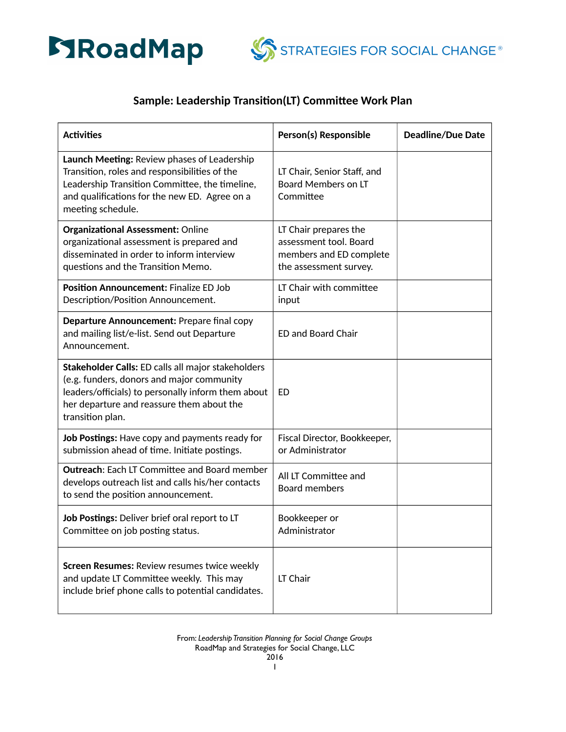RoadMap STRATEGIES FOR SOCIAL CHANGE®

## Sample: Leadership Transition(LT) Committee Work Plan

| Activities | Person(s) Responsible | Deadline/Due Date |
|---|---|---|
| **Launch Meeting:** Review phases of Leadership Transition, roles and responsibilities of the Leadership Transition Committee, the timeline, and qualifications for the new ED. Agree on a meeting schedule. | LT Chair, Senior Staff, and Board Members on LT Committee | |
| **Organizational Assessment:** Online organizational assessment is prepared and disseminated in order to inform interview questions and the Transition Memo. | LT Chair prepares the assessment tool. Board members and ED complete the assessment survey. | |
| **Position Announcement:** Finalize ED Job Description/Position Announcement. | LT Chair with committee input | |
| **Departure Announcement:** Prepare final copy and mailing list/e-list. Send out Departure Announcement. | ED and Board Chair | |
| **Stakeholder Calls:** ED calls all major stakeholders (e.g. funders, donors and major community leaders/officials) to personally inform them about her departure and reassure them about the transition plan. | ED | |
| **Job Postings:** Have copy and payments ready for submission ahead of time. Initiate postings. | Fiscal Director, Bookkeeper, or Administrator | |
| **Outreach**: Each LT Committee and Board member develops outreach list and calls his/her contacts to send the position announcement. | All LT Committee and Board members | |
| **Job Postings:** Deliver brief oral report to LT Committee on job posting status. | Bookkeeper or Administrator | |
| **Screen Resumes:** Review resumes twice weekly and update LT Committee weekly. This may include brief phone calls to potential candidates. | LT Chair | |

From: *Leadership Transition Planning for Social Change Groups*
RoadMap and Strategies for Social Change, LLC
2016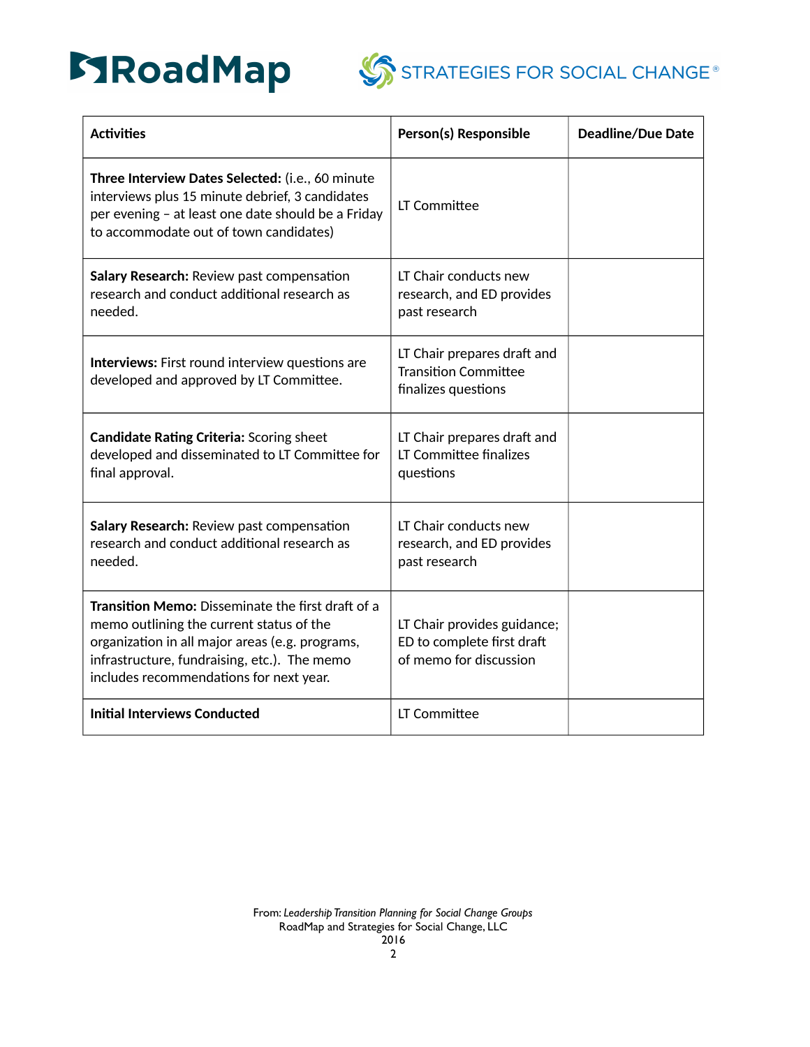| Activities | Person(s) Responsible | Deadline/Due Date |
|---|---|---|
| **Three Interview Dates Selected:** (i.e., 60 minute interviews plus 15 minute debrief, 3 candidates per evening – at least one date should be a Friday to accommodate out of town candidates) | LT Committee | |
| **Salary Research:** Review past compensation research and conduct additional research as needed. | LT Chair conducts new research, and ED provides past research | |
| **Interviews:** First round interview questions are developed and approved by LT Committee. | LT Chair prepares draft and Transition Committee finalizes questions | |
| **Candidate Rating Criteria:** Scoring sheet developed and disseminated to LT Committee for final approval. | LT Chair prepares draft and LT Committee finalizes questions | |
| **Salary Research:** Review past compensation research and conduct additional research as needed. | LT Chair conducts new research, and ED provides past research | |
| **Transition Memo:** Disseminate the first draft of a memo outlining the current status of the organization in all major areas (e.g. programs, infrastructure, fundraising, etc.). The memo includes recommendations for next year. | LT Chair provides guidance; ED to complete first draft of memo for discussion | |
| **Initial Interviews Conducted** | LT Committee | |

From: *Leadership Transition Planning for Social Change Groups*
RoadMap and Strategies for Social Change, LLC
2016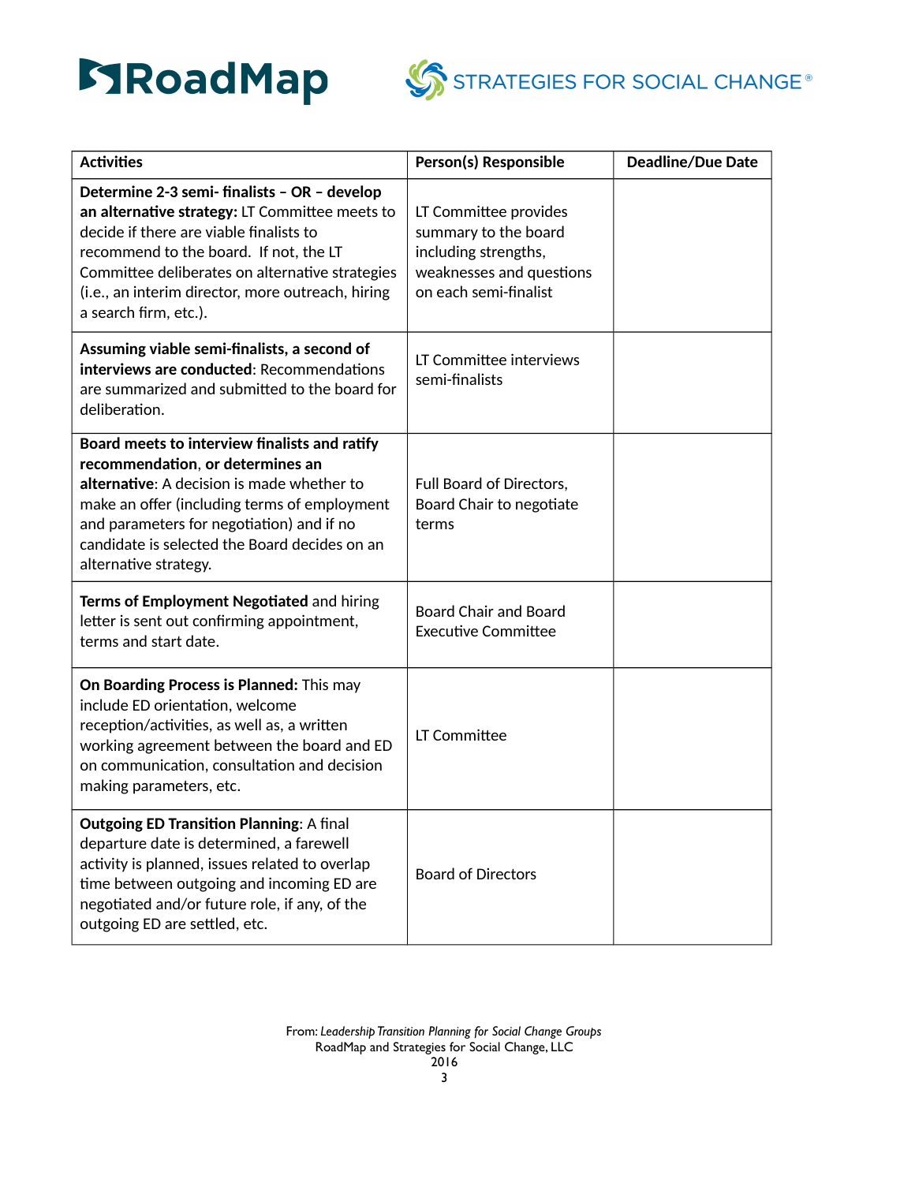| Activities | Person(s) Responsible | Deadline/Due Date |
|---|---|---|
| **Determine 2-3 semi- finalists – OR – develop an alternative strategy:** LT Committee meets to decide if there are viable finalists to recommend to the board. If not, the LT Committee deliberates on alternative strategies (i.e., an interim director, more outreach, hiring a search firm, etc.). | LT Committee provides summary to the board including strengths, weaknesses and questions on each semi-finalist | |
| **Assuming viable semi-finalists, a second of interviews are conducted**: Recommendations are summarized and submitted to the board for deliberation. | LT Committee interviews semi-finalists | |
| **Board meets to interview finalists and ratify recommendation**, **or determines an alternative**: A decision is made whether to make an offer (including terms of employment and parameters for negotiation) and if no candidate is selected the Board decides on an alternative strategy. | Full Board of Directors, Board Chair to negotiate terms | |
| **Terms of Employment Negotiated** and hiring letter is sent out confirming appointment, terms and start date. | Board Chair and Board Executive Committee | |
| **On Boarding Process is Planned:** This may include ED orientation, welcome reception/activities, as well as, a written working agreement between the board and ED on communication, consultation and decision making parameters, etc. | LT Committee | |
| **Outgoing ED Transition Planning**: A final departure date is determined, a farewell activity is planned, issues related to overlap time between outgoing and incoming ED are negotiated and/or future role, if any, of the outgoing ED are settled, etc. | Board of Directors | |

From: *Leadership Transition Planning for Social Change Groups*
RoadMap and Strategies for Social Change, LLC
2016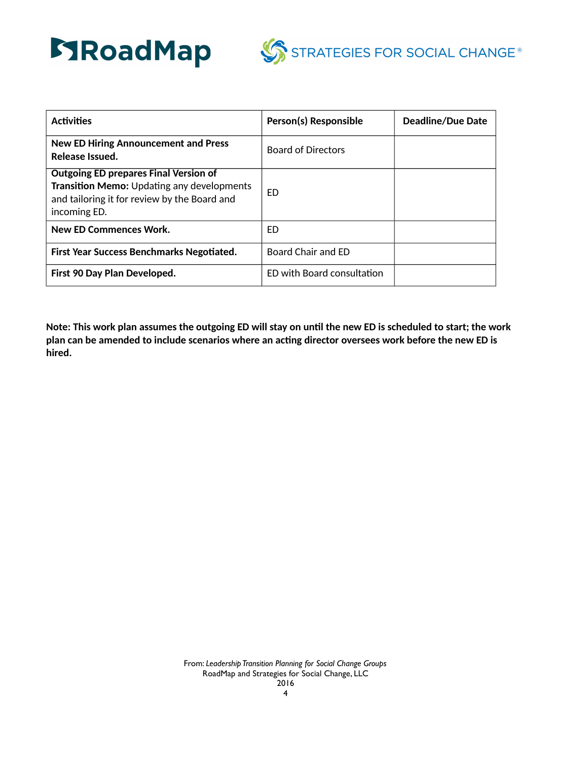| Activities | Person(s) Responsible | Deadline/Due Date |
|---|---|---|
| **New ED Hiring Announcement and Press Release Issued.** | Board of Directors | |
| **Outgoing ED prepares Final Version of Transition Memo:** Updating any developments and tailoring it for review by the Board and incoming ED. | ED | |
| **New ED Commences Work.** | ED | |
| **First Year Success Benchmarks Negotiated.** | Board Chair and ED | |
| **First 90 Day Plan Developed.** | ED with Board consultation | |

**Note: This work plan assumes the outgoing ED will stay on until the new ED is scheduled to start; the work plan can be amended to include scenarios where an acting director oversees work before the new ED is hired.**

From: *Leadership Transition Planning for Social Change Groups*
RoadMap and Strategies for Social Change, LLC
2016